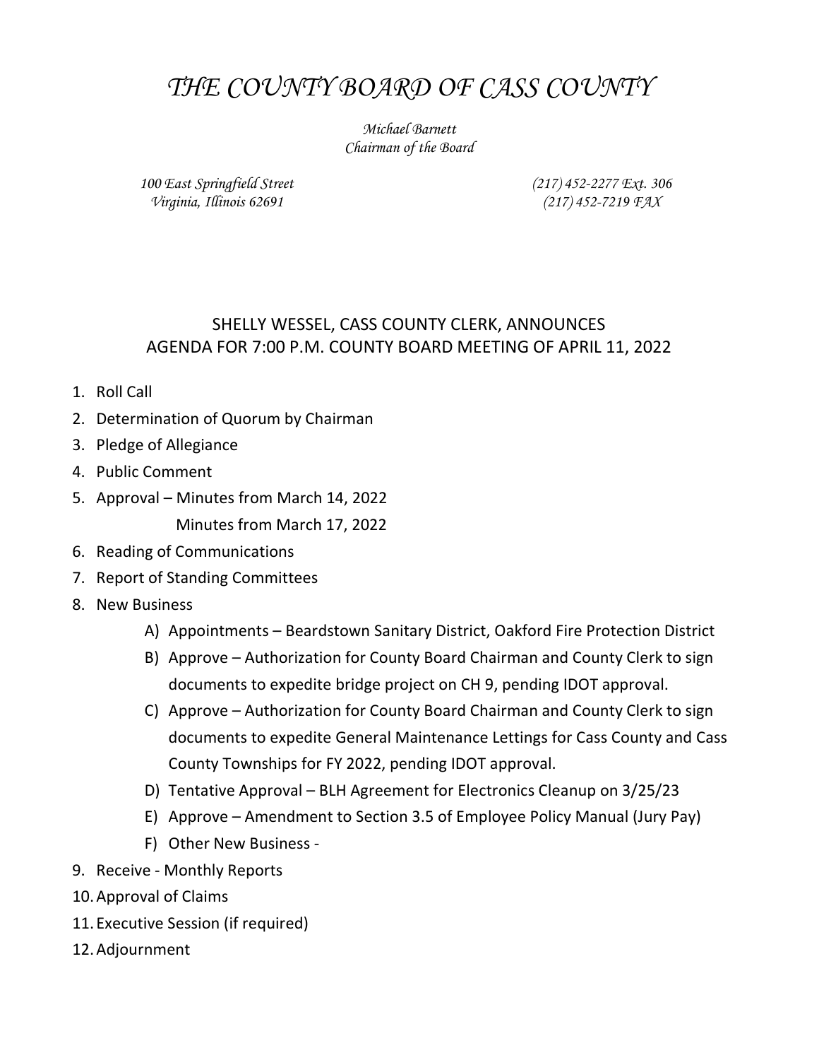# *THE COUNTY BOARD OF CASS COUNTY*

*Michael Barnett*
*Chairman of the Board*

*100 East Springfield Street*
*Virginia, Illinois 62691*

*(217) 452-2277 Ext. 306*
*(217) 452-7219 FAX*

## SHELLY WESSEL, CASS COUNTY CLERK, ANNOUNCES AGENDA FOR 7:00 P.M. COUNTY BOARD MEETING OF APRIL 11, 2022

1. Roll Call
2. Determination of Quorum by Chairman
3. Pledge of Allegiance
4. Public Comment
5. Approval – Minutes from March 14, 2022
   Minutes from March 17, 2022
6. Reading of Communications
7. Report of Standing Committees
8. New Business
   - A) Appointments – Beardstown Sanitary District, Oakford Fire Protection District
   - B) Approve – Authorization for County Board Chairman and County Clerk to sign documents to expedite bridge project on CH 9, pending IDOT approval.
   - C) Approve – Authorization for County Board Chairman and County Clerk to sign documents to expedite General Maintenance Lettings for Cass County and Cass County Townships for FY 2022, pending IDOT approval.
   - D) Tentative Approval – BLH Agreement for Electronics Cleanup on 3/25/23
   - E) Approve – Amendment to Section 3.5 of Employee Policy Manual (Jury Pay)
   - F) Other New Business -
9. Receive - Monthly Reports
10. Approval of Claims
11. Executive Session (if required)
12. Adjournment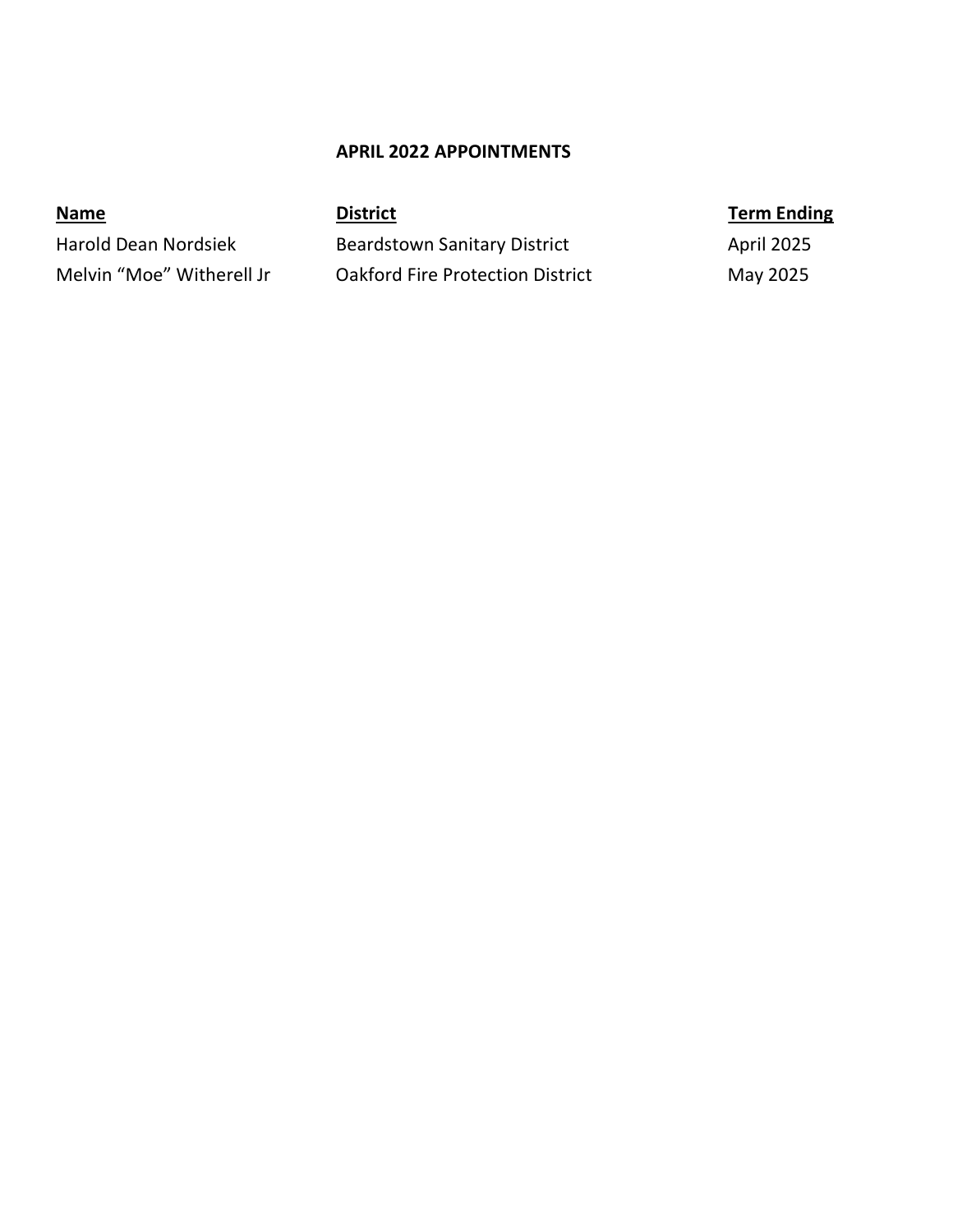**APRIL 2022 APPOINTMENTS**

| Name | District | Term Ending |
|---|---|---|
| Harold Dean Nordsiek | Beardstown Sanitary District | April 2025 |
| Melvin “Moe” Witherell Jr | Oakford Fire Protection District | May 2025 |